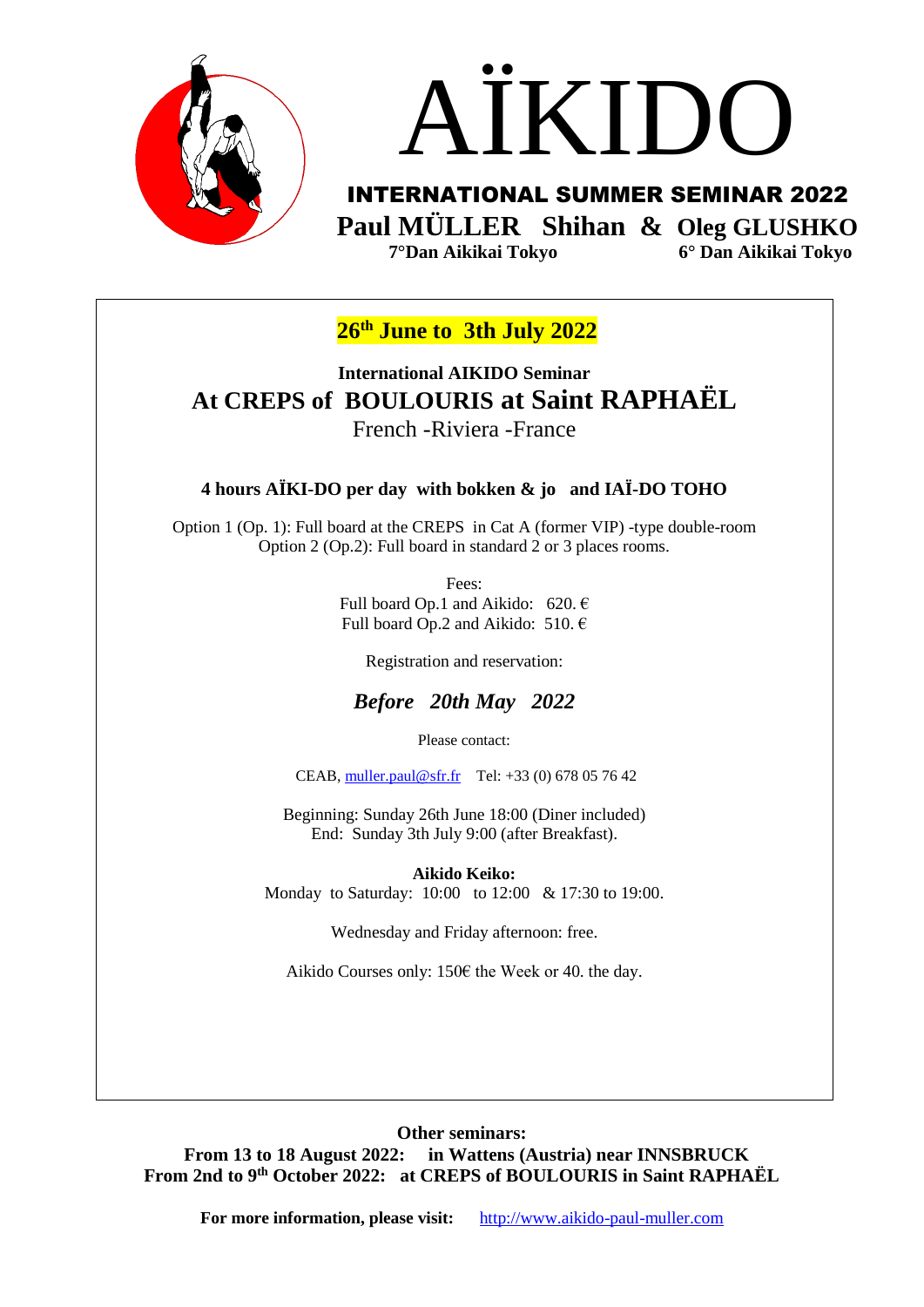# AÏKIDO

## INTERNATIONAL SUMMER SEMINAR 2022

**Paul MÜLLER Shihan & Oleg GLUSHKO**

**7°Dan Aikikai Tokyo** **6° Dan Aikikai Tokyo**

**26th June to 3th July 2022**

**International AIKIDO Seminar**

**At CREPS of BOULOURIS at Saint RAPHAËL**

French -Riviera -France

**4 hours AÏKI-DO per day with bokken & jo and IAÏ-DO TOHO**

Option 1 (Op. 1): Full board at the CREPS in Cat A (former VIP) -type double-room
Option 2 (Op.2): Full board in standard 2 or 3 places rooms.

Fees:
Full board Op.1 and Aikido: 620. €
Full board Op.2 and Aikido: 510. €

Registration and reservation:

***Before 20th May 2022***

Please contact:

CEAB, muller.paul@sfr.fr Tel: +33 (0) 678 05 76 42

Beginning: Sunday 26th June 18:00 (Diner included)
End: Sunday 3th July 9:00 (after Breakfast).

**Aikido Keiko:**
Monday to Saturday: 10:00 to 12:00 & 17:30 to 19:00.

Wednesday and Friday afternoon: free.

Aikido Courses only: 150€ the Week or 40. the day.

**Other seminars:**
**From 13 to 18 August 2022: in Wattens (Austria) near INNSBRUCK**
**From 2nd to 9th October 2022: at CREPS of BOULOURIS in Saint RAPHAËL**

**For more information, please visit:** http://www.aikido-paul-muller.com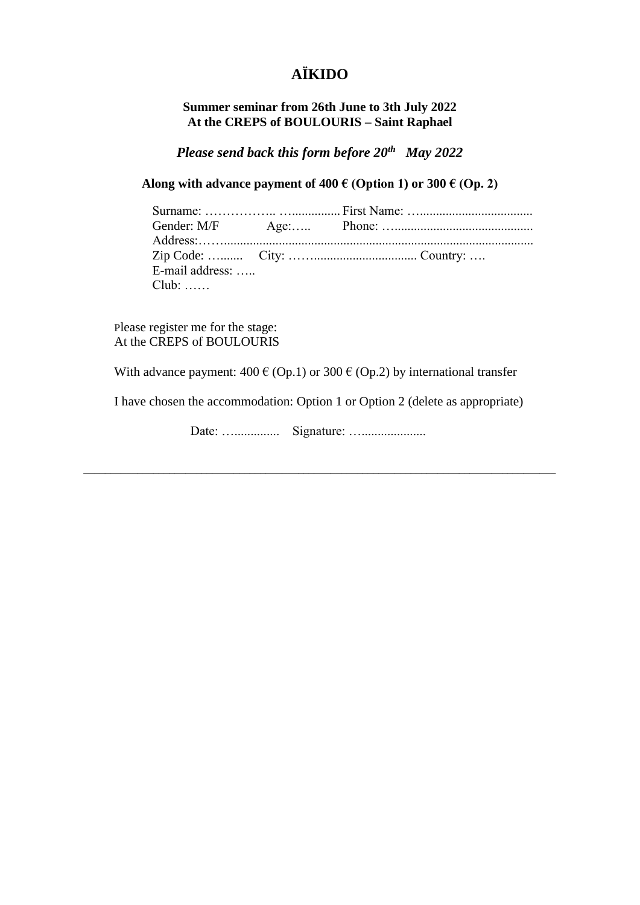# AÏKIDO

**Summer seminar from 26th June to 3th July 2022**
**At the CREPS of BOULOURIS – Saint Raphael**

***Please send back this form before 20th May 2022***

**Along with advance payment of 400 € (Option 1) or 300 € (Op. 2)**

Surname: …………….. …............. First Name: ….................................
Gender: M/F Age:….. Phone: …..........................................
Address:……..............................................................................................
Zip Code: …....... City: …….............................. Country: ….
E-mail address: …..
Club: ……

Please register me for the stage:
At the CREPS of BOULOURIS

With advance payment: 400 € (Op.1) or 300 € (Op.2) by international transfer

I have chosen the accommodation: Option 1 or Option 2 (delete as appropriate)

Date: …............. Signature: …...................

---